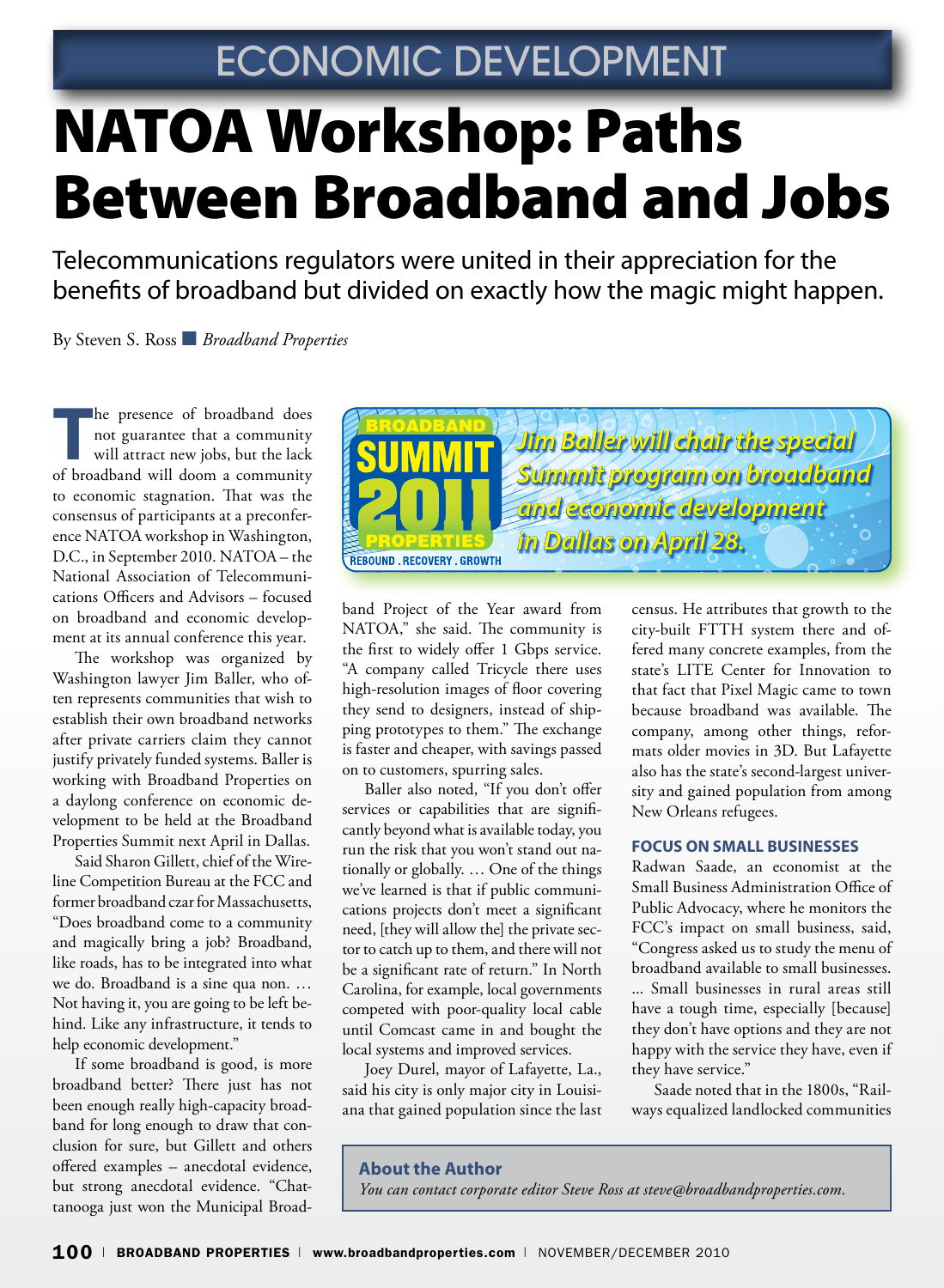ECONOMIC DEVELOPMENT

# NATOA Workshop: Paths Between Broadband and Jobs

Telecommunications regulators were united in their appreciation for the benefits of broadband but divided on exactly how the magic might happen.

By Steven S. Ross ■ *Broadband Properties*

The presence of broadband does not guarantee that a community will attract new jobs, but the lack of broadband will doom a community to economic stagnation. That was the consensus of participants at a preconference NATOA workshop in Washington, D.C., in September 2010. NATOA – the National Association of Telecommunications Officers and Advisors – focused on broadband and economic development at its annual conference this year.

The workshop was organized by Washington lawyer Jim Baller, who often represents communities that wish to establish their own broadband networks after private carriers claim they cannot justify privately funded systems. Baller is working with Broadband Properties on a daylong conference on economic development to be held at the Broadband Properties Summit next April in Dallas.

Said Sharon Gillett, chief of the Wireline Competition Bureau at the FCC and former broadband czar for Massachusetts, "Does broadband come to a community and magically bring a job? Broadband, like roads, has to be integrated into what we do. Broadband is a sine qua non. … Not having it, you are going to be left behind. Like any infrastructure, it tends to help economic development."

If some broadband is good, is more broadband better? There just has not been enough really high-capacity broadband for long enough to draw that conclusion for sure, but Gillett and others offered examples – anecdotal evidence, but strong anecdotal evidence. "Chattanooga just won the Municipal Broadband Project of the Year award from NATOA," she said. The community is the first to widely offer 1 Gbps service. "A company called Tricycle there uses high-resolution images of floor covering they send to designers, instead of shipping prototypes to them." The exchange is faster and cheaper, with savings passed on to customers, spurring sales.

BROADBAND SUMMIT 2011 PROPERTIES — REBOUND . RECOVERY . GROWTH

*Jim Baller will chair the special Summit program on broadband and economic development in Dallas on April 28.*

Baller also noted, "If you don't offer services or capabilities that are significantly beyond what is available today, you run the risk that you won't stand out nationally or globally. … One of the things we've learned is that if public communications projects don't meet a significant need, [they will allow the] the private sector to catch up to them, and there will not be a significant rate of return." In North Carolina, for example, local governments competed with poor-quality local cable until Comcast came in and bought the local systems and improved services.

Joey Durel, mayor of Lafayette, La., said his city is only major city in Louisiana that gained population since the last census. He attributes that growth to the city-built FTTH system there and offered many concrete examples, from the state's LITE Center for Innovation to that fact that Pixel Magic came to town because broadband was available. The company, among other things, reformats older movies in 3D. But Lafayette also has the state's second-largest university and gained population from among New Orleans refugees.

### FOCUS ON SMALL BUSINESSES

Radwan Saade, an economist at the Small Business Administration Office of Public Advocacy, where he monitors the FCC's impact on small business, said, "Congress asked us to study the menu of broadband available to small businesses. ... Small businesses in rural areas still have a tough time, especially [because] they don't have options and they are not happy with the service they have, even if they have service."

Saade noted that in the 1800s, "Railways equalized landlocked communities

**About the Author**

*You can contact corporate editor Steve Ross at steve@broadbandproperties.com.*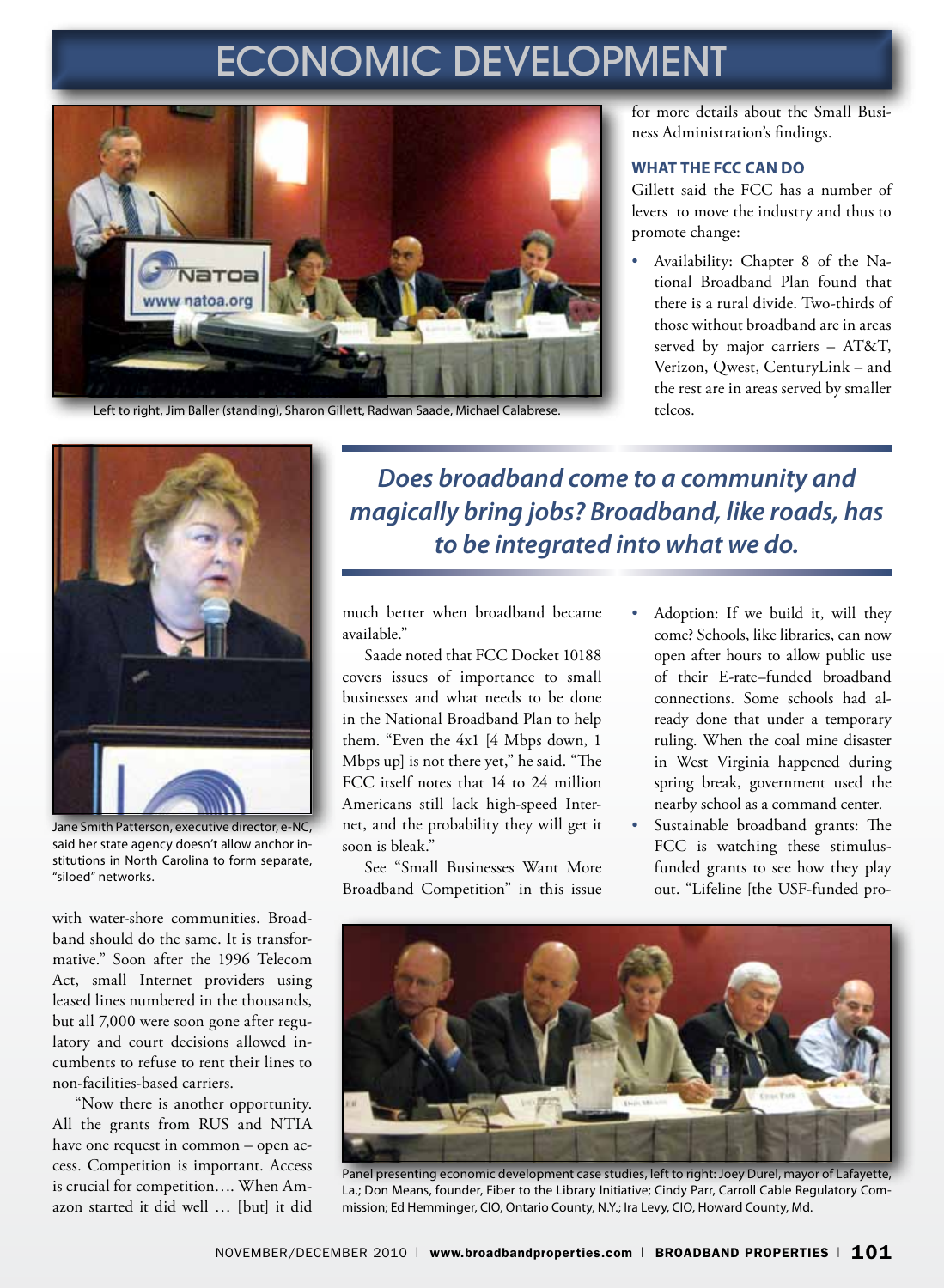# ECONOMIC DEVELOPMENT

Left to right, Jim Baller (standing), Sharon Gillett, Radwan Saade, Michael Calabrese.

Jane Smith Patterson, executive director, e-NC, said her state agency doesn't allow anchor institutions in North Carolina to form separate, "siloed" networks.

with water-shore communities. Broadband should do the same. It is transformative." Soon after the 1996 Telecom Act, small Internet providers using leased lines numbered in the thousands, but all 7,000 were soon gone after regulatory and court decisions allowed incumbents to refuse to rent their lines to non-facilities-based carriers.

"Now there is another opportunity. All the grants from RUS and NTIA have one request in common – open access. Competition is important. Access is crucial for competition…. When Amazon started it did well … [but] it did much better when broadband became available."

Saade noted that FCC Docket 10188 covers issues of importance to small businesses and what needs to be done in the National Broadband Plan to help them. "Even the 4x1 [4 Mbps down, 1 Mbps up] is not there yet," he said. "The FCC itself notes that 14 to 24 million Americans still lack high-speed Internet, and the probability they will get it soon is bleak."

See "Small Businesses Want More Broadband Competition" in this issue for more details about the Small Business Administration's findings.

*Does broadband come to a community and magically bring jobs? Broadband, like roads, has to be integrated into what we do.*

### WHAT THE FCC CAN DO

Gillett said the FCC has a number of levers to move the industry and thus to promote change:

- Availability: Chapter 8 of the National Broadband Plan found that there is a rural divide. Two-thirds of those without broadband are in areas served by major carriers – AT&T, Verizon, Qwest, CenturyLink – and the rest are in areas served by smaller telcos.
- Adoption: If we build it, will they come? Schools, like libraries, can now open after hours to allow public use of their E-rate–funded broadband connections. Some schools had already done that under a temporary ruling. When the coal mine disaster in West Virginia happened during spring break, government used the nearby school as a command center.
- Sustainable broadband grants: The FCC is watching these stimulus-funded grants to see how they play out. "Lifeline [the USF-funded pro-

Panel presenting economic development case studies, left to right: Joey Durel, mayor of Lafayette, La.; Don Means, founder, Fiber to the Library Initiative; Cindy Parr, Carroll Cable Regulatory Commission; Ed Hemminger, CIO, Ontario County, N.Y.; Ira Levy, CIO, Howard County, Md.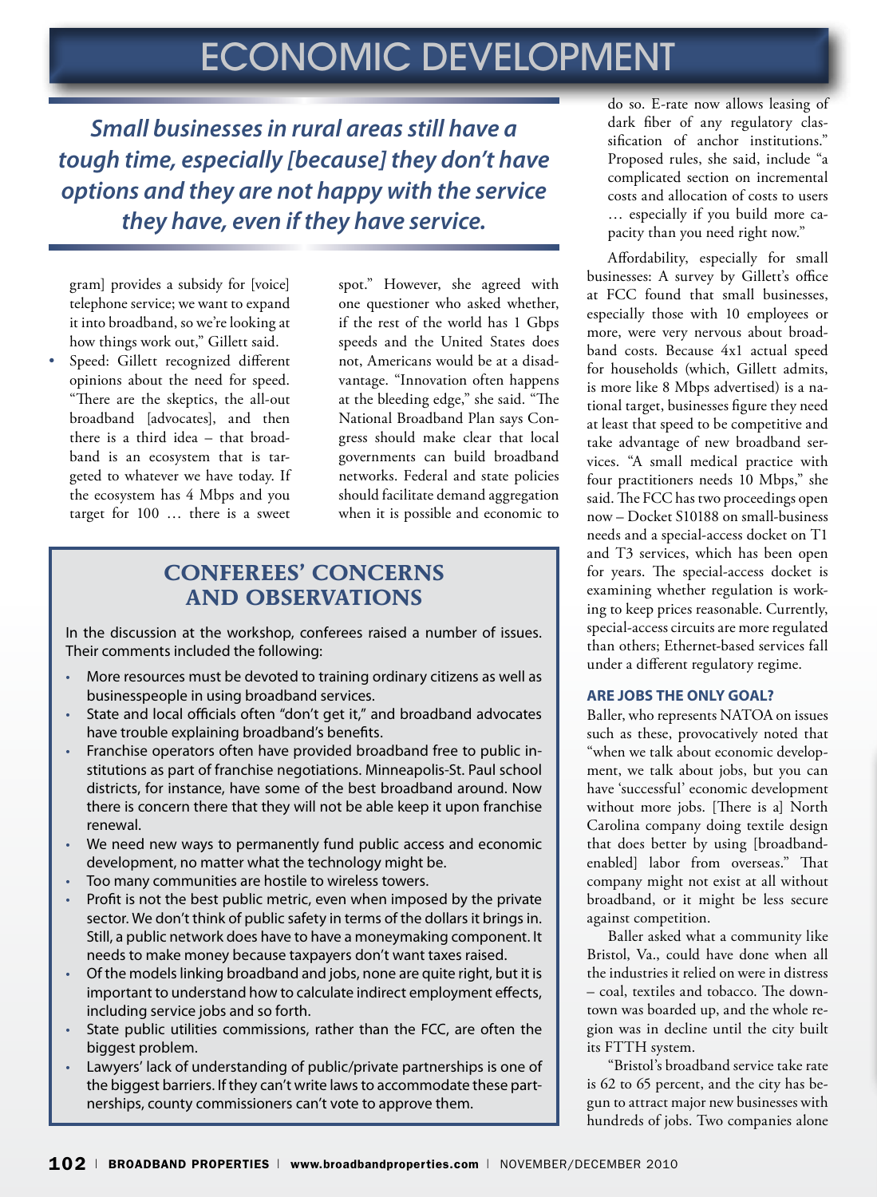# ECONOMIC DEVELOPMENT

> *Small businesses in rural areas still have a tough time, especially [because] they don't have options and they are not happy with the service they have, even if they have service.*

gram] provides a subsidy for [voice] telephone service; we want to expand it into broadband, so we're looking at how things work out," Gillett said.

- Speed: Gillett recognized different opinions about the need for speed. "There are the skeptics, the all-out broadband [advocates], and then there is a third idea – that broadband is an ecosystem that is targeted to whatever we have today. If the ecosystem has 4 Mbps and you target for 100 … there is a sweet spot." However, she agreed with one questioner who asked whether, if the rest of the world has 1 Gbps speeds and the United States does not, Americans would be at a disadvantage. "Innovation often happens at the bleeding edge," she said. "The National Broadband Plan says Congress should make clear that local governments can build broadband networks. Federal and state policies should facilitate demand aggregation when it is possible and economic to do so. E-rate now allows leasing of dark fiber of any regulatory classification of anchor institutions." Proposed rules, she said, include "a complicated section on incremental costs and allocation of costs to users … especially if you build more capacity than you need right now."

Affordability, especially for small businesses: A survey by Gillett's office at FCC found that small businesses, especially those with 10 employees or more, were very nervous about broadband costs. Because 4x1 actual speed for households (which, Gillett admits, is more like 8 Mbps advertised) is a national target, businesses figure they need at least that speed to be competitive and take advantage of new broadband services. "A small medical practice with four practitioners needs 10 Mbps," she said. The FCC has two proceedings open now – Docket S10188 on small-business needs and a special-access docket on T1 and T3 services, which has been open for years. The special-access docket is examining whether regulation is working to keep prices reasonable. Currently, special-access circuits are more regulated than others; Ethernet-based services fall under a different regulatory regime.

### ARE JOBS THE ONLY GOAL?

Baller, who represents NATOA on issues such as these, provocatively noted that "when we talk about economic development, we talk about jobs, but you can have 'successful' economic development without more jobs. [There is a] North Carolina company doing textile design that does better by using [broadband-enabled] labor from overseas." That company might not exist at all without broadband, or it might be less secure against competition.

Baller asked what a community like Bristol, Va., could have done when all the industries it relied on were in distress – coal, textiles and tobacco. The downtown was boarded up, and the whole region was in decline until the city built its FTTH system.

"Bristol's broadband service take rate is 62 to 65 percent, and the city has begun to attract major new businesses with hundreds of jobs. Two companies alone

## CONFEREES' CONCERNS AND OBSERVATIONS

In the discussion at the workshop, conferees raised a number of issues. Their comments included the following:

- More resources must be devoted to training ordinary citizens as well as businesspeople in using broadband services.
- State and local officials often "don't get it," and broadband advocates have trouble explaining broadband's benefits.
- Franchise operators often have provided broadband free to public institutions as part of franchise negotiations. Minneapolis-St. Paul school districts, for instance, have some of the best broadband around. Now there is concern there that they will not be able keep it upon franchise renewal.
- We need new ways to permanently fund public access and economic development, no matter what the technology might be.
- Too many communities are hostile to wireless towers.
- Profit is not the best public metric, even when imposed by the private sector. We don't think of public safety in terms of the dollars it brings in. Still, a public network does have to have a moneymaking component. It needs to make money because taxpayers don't want taxes raised.
- Of the models linking broadband and jobs, none are quite right, but it is important to understand how to calculate indirect employment effects, including service jobs and so forth.
- State public utilities commissions, rather than the FCC, are often the biggest problem.
- Lawyers' lack of understanding of public/private partnerships is one of the biggest barriers. If they can't write laws to accommodate these partnerships, county commissioners can't vote to approve them.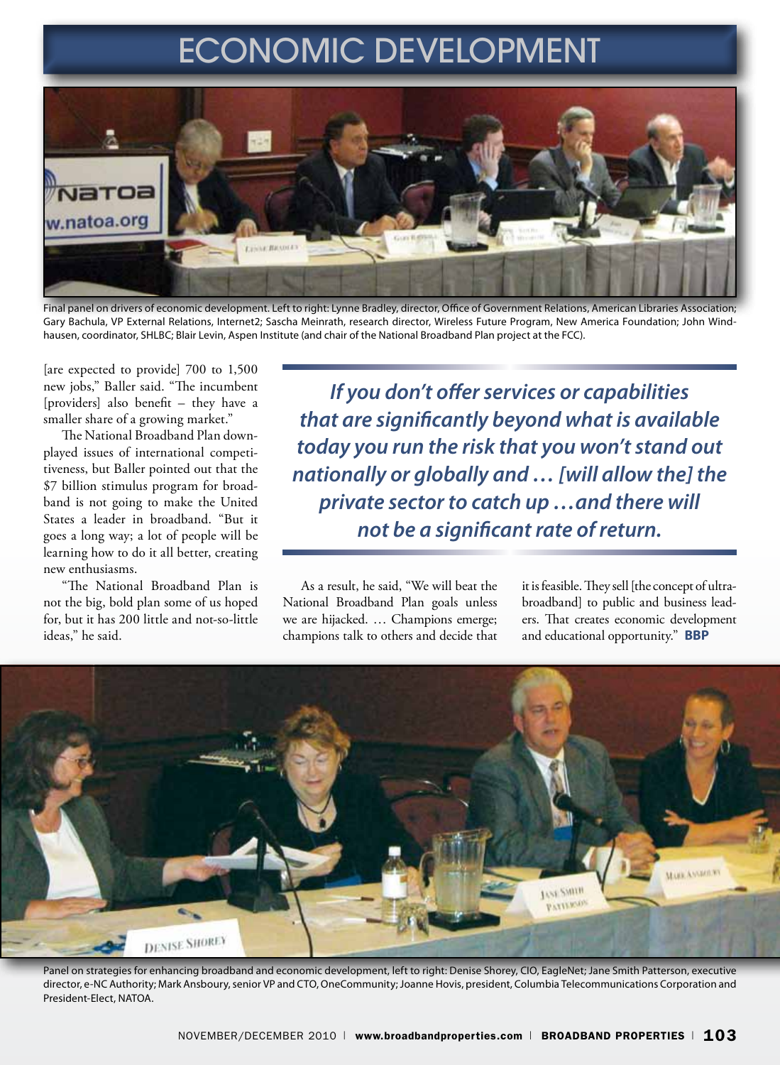# ECONOMIC DEVELOPMENT

Final panel on drivers of economic development. Left to right: Lynne Bradley, director, Office of Government Relations, American Libraries Association; Gary Bachula, VP External Relations, Internet2; Sascha Meinrath, research director, Wireless Future Program, New America Foundation; John Windhausen, coordinator, SHLBC; Blair Levin, Aspen Institute (and chair of the National Broadband Plan project at the FCC).

[are expected to provide] 700 to 1,500 new jobs," Baller said. "The incumbent [providers] also benefit – they have a smaller share of a growing market."

The National Broadband Plan downplayed issues of international competitiveness, but Baller pointed out that the $7 billion stimulus program for broadband is not going to make the United States a leader in broadband. "But it goes a long way; a lot of people will be learning how to do it all better, creating new enthusiasms.

"The National Broadband Plan is not the big, bold plan some of us hoped for, but it has 200 little and not-so-little ideas," he said.

***If you don't offer services or capabilities that are significantly beyond what is available today you run the risk that you won't stand out nationally or globally and … [will allow the] the private sector to catch up …and there will not be a significant rate of return.***

As a result, he said, "We will beat the National Broadband Plan goals unless we are hijacked. … Champions emerge; champions talk to others and decide that it is feasible. They sell [the concept of ultra-broadband] to public and business leaders. That creates economic development and educational opportunity." **BBP**

Panel on strategies for enhancing broadband and economic development, left to right: Denise Shorey, CIO, EagleNet; Jane Smith Patterson, executive director, e-NC Authority; Mark Ansboury, senior VP and CTO, OneCommunity; Joanne Hovis, president, Columbia Telecommunications Corporation and President-Elect, NATOA.